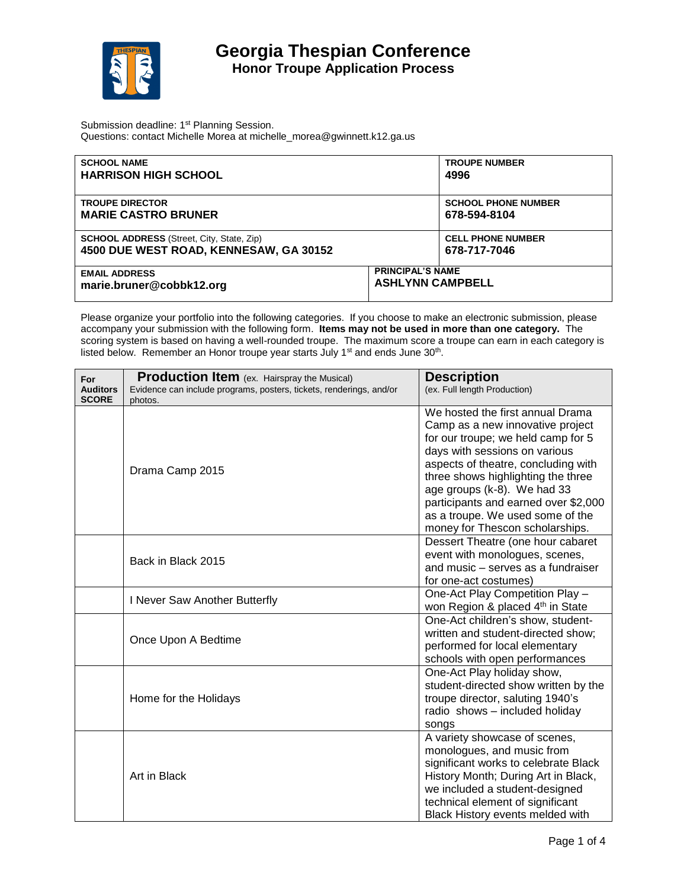# Georgia Thespian Conference

## Honor Troupe Application Process

Submission deadline: 1st Planning Session.
Questions: contact Michelle Morea at michelle_morea@gwinnett.k12.ga.us

| | |
|---|---|
| **SCHOOL NAME**<br>**HARRISON HIGH SCHOOL** | **TROUPE NUMBER**<br>**4996** |
| **TROUPE DIRECTOR**<br>**MARIE CASTRO BRUNER** | **SCHOOL PHONE NUMBER**<br>**678-594-8104** |
| **SCHOOL ADDRESS** (Street, City, State, Zip)<br>**4500 DUE WEST ROAD, KENNESAW, GA 30152** | **CELL PHONE NUMBER**<br>**678-717-7046** |
| **EMAIL ADDRESS**<br>**marie.bruner@cobbk12.org** | **PRINCIPAL'S NAME**<br>**ASHLYNN CAMPBELL** |

Please organize your portfolio into the following categories. If you choose to make an electronic submission, please accompany your submission with the following form. **Items may not be used in more than one category.** The scoring system is based on having a well-rounded troupe. The maximum score a troupe can earn in each category is listed below. Remember an Honor troupe year starts July 1st and ends June 30th.

| For Auditors SCORE | **Production Item** (ex. Hairspray the Musical)<br>Evidence can include programs, posters, tickets, renderings, and/or photos. | **Description**<br>(ex. Full length Production) |
|---|---|---|
| | Drama Camp 2015 | We hosted the first annual Drama Camp as a new innovative project for our troupe; we held camp for 5 days with sessions on various aspects of theatre, concluding with three shows highlighting the three age groups (k-8). We had 33 participants and earned over $2,000 as a troupe. We used some of the money for Thescon scholarships. |
| | Back in Black 2015 | Dessert Theatre (one hour cabaret event with monologues, scenes, and music – serves as a fundraiser for one-act costumes) |
| | I Never Saw Another Butterfly | One-Act Play Competition Play – won Region & placed 4th in State |
| | Once Upon A Bedtime | One-Act children's show, student-written and student-directed show; performed for local elementary schools with open performances |
| | Home for the Holidays | One-Act Play holiday show, student-directed show written by the troupe director, saluting 1940's radio shows – included holiday songs |
| | Art in Black | A variety showcase of scenes, monologues, and music from significant works to celebrate Black History Month; During Art in Black, we included a student-designed technical element of significant Black History events melded with |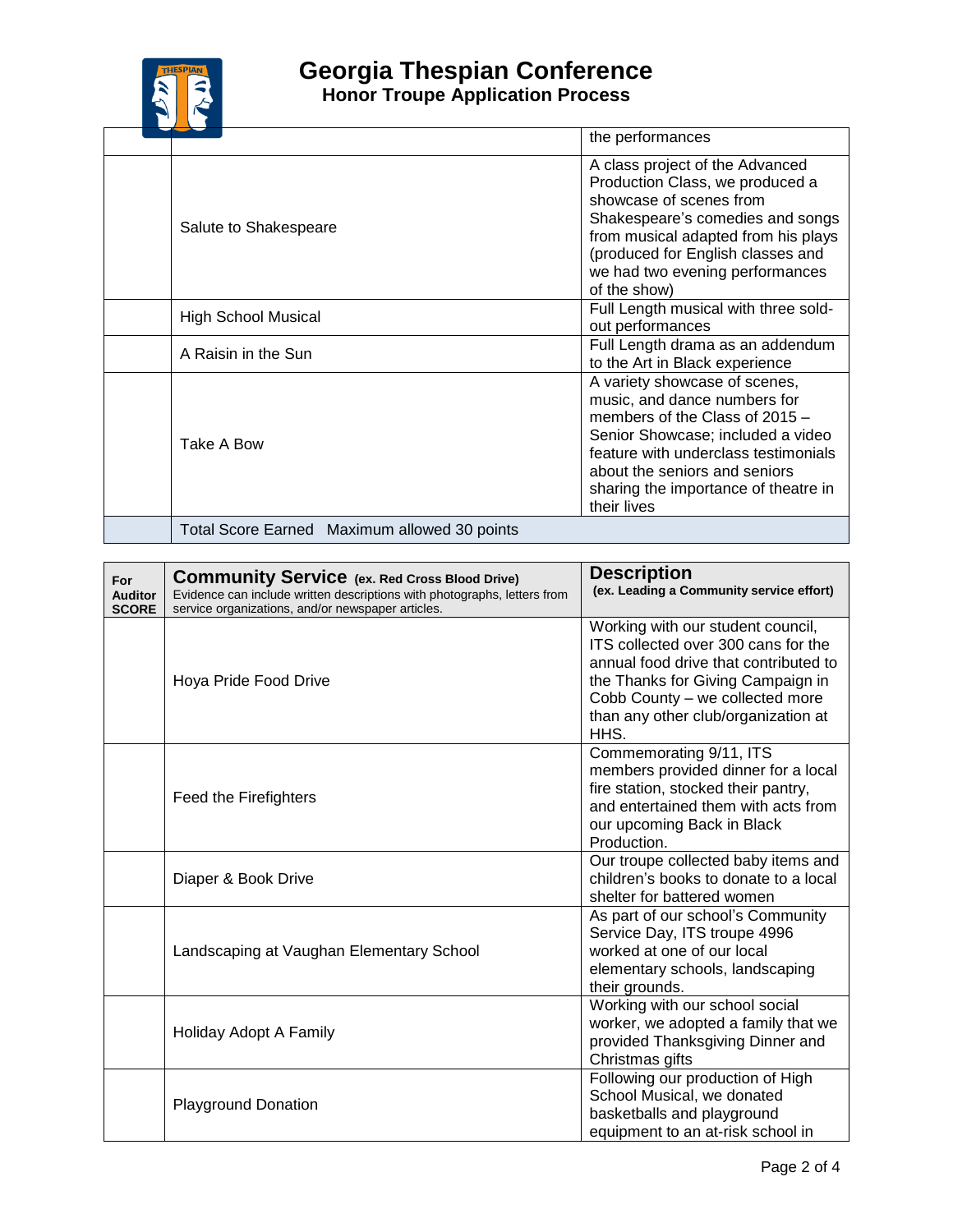# Georgia Thespian Conference

## Honor Troupe Application Process

| | | |
|---|---|---|
| | | the performances |
| | Salute to Shakespeare | A class project of the Advanced Production Class, we produced a showcase of scenes from Shakespeare's comedies and songs from musical adapted from his plays (produced for English classes and we had two evening performances of the show) |
| | High School Musical | Full Length musical with three sold-out performances |
| | A Raisin in the Sun | Full Length drama as an addendum to the Art in Black experience |
| | Take A Bow | A variety showcase of scenes, music, and dance numbers for members of the Class of 2015 – Senior Showcase; included a video feature with underclass testimonials about the seniors and seniors sharing the importance of theatre in their lives |
| | Total Score Earned Maximum allowed 30 points | |

| For Auditor SCORE | **Community Service** (ex. Red Cross Blood Drive) Evidence can include written descriptions with photographs, letters from service organizations, and/or newspaper articles. | **Description** (ex. Leading a Community service effort) |
|---|---|---|
| | Hoya Pride Food Drive | Working with our student council, ITS collected over 300 cans for the annual food drive that contributed to the Thanks for Giving Campaign in Cobb County – we collected more than any other club/organization at HHS. |
| | Feed the Firefighters | Commemorating 9/11, ITS members provided dinner for a local fire station, stocked their pantry, and entertained them with acts from our upcoming Back in Black Production. |
| | Diaper & Book Drive | Our troupe collected baby items and children's books to donate to a local shelter for battered women |
| | Landscaping at Vaughan Elementary School | As part of our school's Community Service Day, ITS troupe 4996 worked at one of our local elementary schools, landscaping their grounds. |
| | Holiday Adopt A Family | Working with our school social worker, we adopted a family that we provided Thanksgiving Dinner and Christmas gifts |
| | Playground Donation | Following our production of High School Musical, we donated basketballs and playground equipment to an at-risk school in |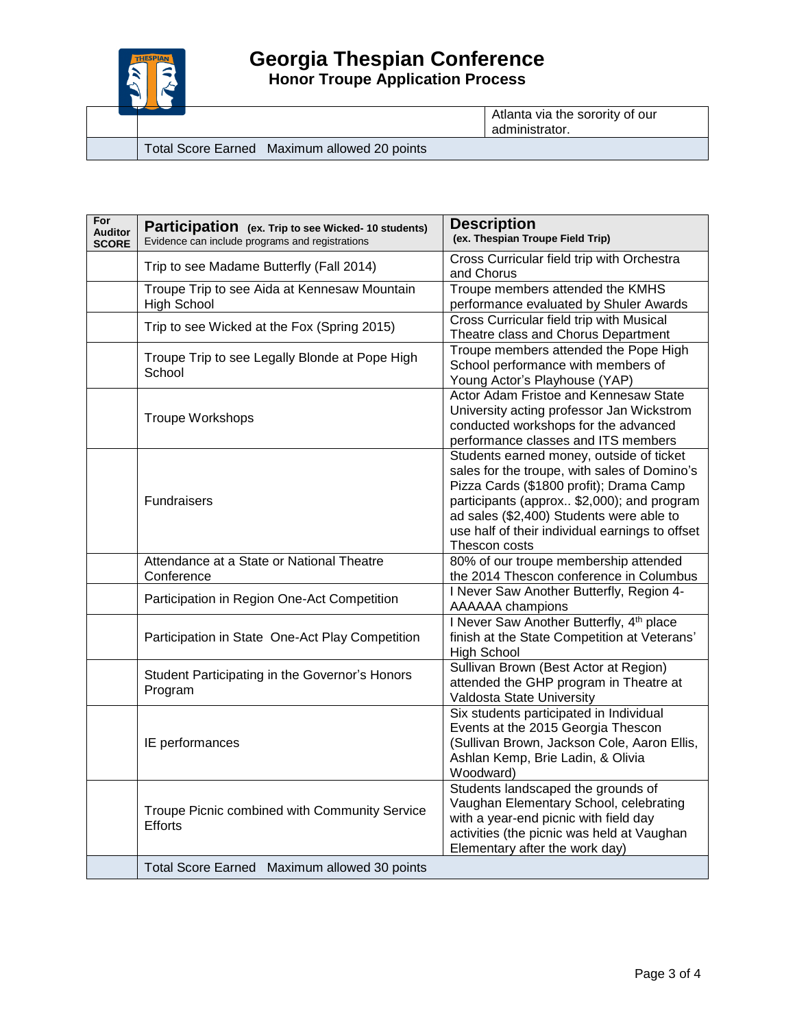# Georgia Thespian Conference

## Honor Troupe Application Process

| | | |
|---|---|---|
| | | Atlanta via the sorority of our administrator. |
| | Total Score Earned   Maximum allowed 20 points | |

| For Auditor SCORE | **Participation** (ex. Trip to see Wicked- 10 students) Evidence can include programs and registrations | **Description** (ex. Thespian Troupe Field Trip) |
|---|---|---|
| | Trip to see Madame Butterfly (Fall 2014) | Cross Curricular field trip with Orchestra and Chorus |
| | Troupe Trip to see Aida at Kennesaw Mountain High School | Troupe members attended the KMHS performance evaluated by Shuler Awards |
| | Trip to see Wicked at the Fox (Spring 2015) | Cross Curricular field trip with Musical Theatre class and Chorus Department |
| | Troupe Trip to see Legally Blonde at Pope High School | Troupe members attended the Pope High School performance with members of Young Actor's Playhouse (YAP) |
| | Troupe Workshops | Actor Adam Fristoe and Kennesaw State University acting professor Jan Wickstrom conducted workshops for the advanced performance classes and ITS members |
| | Fundraisers | Students earned money, outside of ticket sales for the troupe, with sales of Domino's Pizza Cards ($1800 profit); Drama Camp participants (approx.. $2,000); and program ad sales ($2,400) Students were able to use half of their individual earnings to offset Thescon costs |
| | Attendance at a State or National Theatre Conference | 80% of our troupe membership attended the 2014 Thescon conference in Columbus |
| | Participation in Region One-Act Competition | I Never Saw Another Butterfly, Region 4-AAAAAA champions |
| | Participation in State One-Act Play Competition | I Never Saw Another Butterfly, 4th place finish at the State Competition at Veterans' High School |
| | Student Participating in the Governor's Honors Program | Sullivan Brown (Best Actor at Region) attended the GHP program in Theatre at Valdosta State University |
| | IE performances | Six students participated in Individual Events at the 2015 Georgia Thescon (Sullivan Brown, Jackson Cole, Aaron Ellis, Ashlan Kemp, Brie Ladin, & Olivia Woodward) |
| | Troupe Picnic combined with Community Service Efforts | Students landscaped the grounds of Vaughan Elementary School, celebrating with a year-end picnic with field day activities (the picnic was held at Vaughan Elementary after the work day) |
| | Total Score Earned   Maximum allowed 30 points | |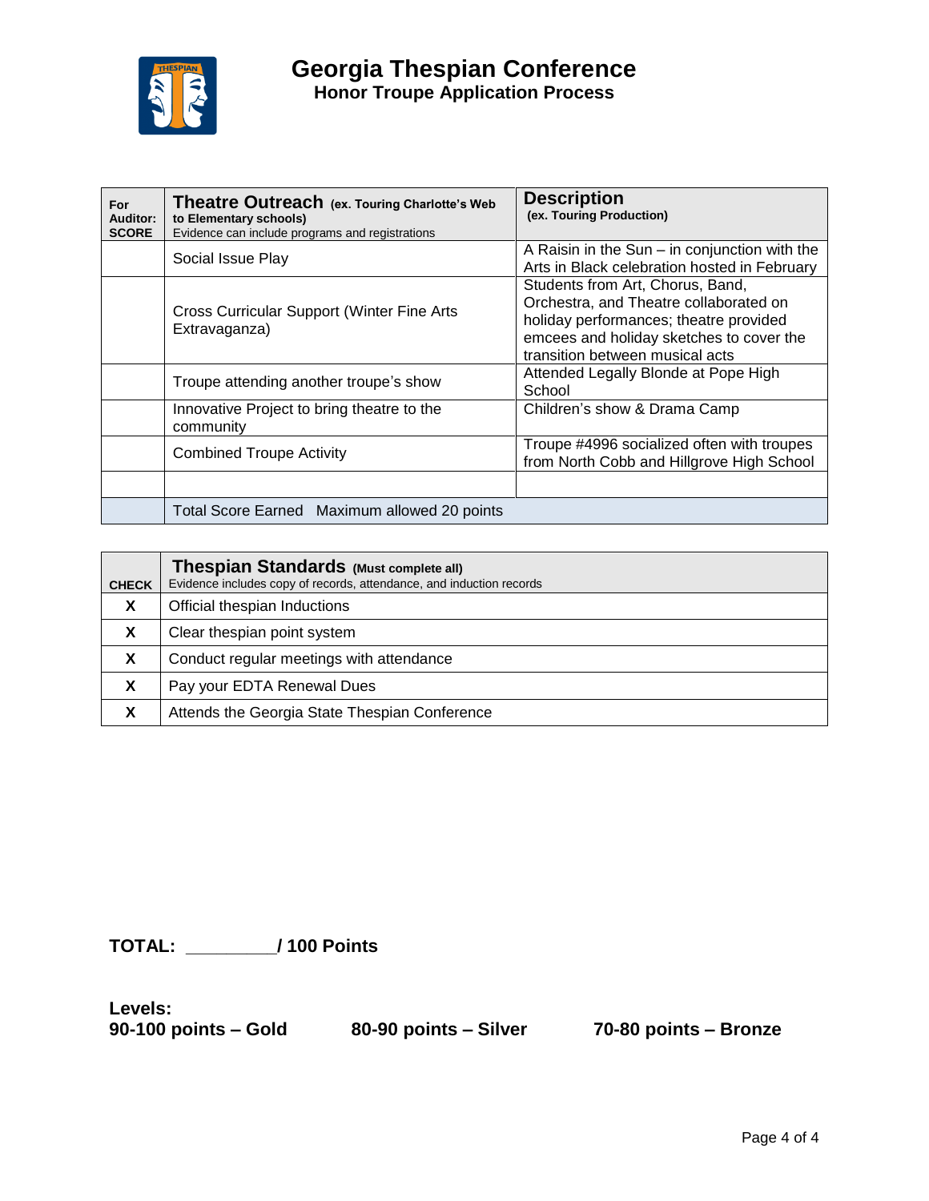# Georgia Thespian Conference

## Honor Troupe Application Process

| For Auditor: SCORE | **Theatre Outreach** (ex. Touring Charlotte's Web to Elementary schools) Evidence can include programs and registrations | **Description** (ex. Touring Production) |
|---|---|---|
| | Social Issue Play | A Raisin in the Sun – in conjunction with the Arts in Black celebration hosted in February |
| | Cross Curricular Support (Winter Fine Arts Extravaganza) | Students from Art, Chorus, Band, Orchestra, and Theatre collaborated on holiday performances; theatre provided emcees and holiday sketches to cover the transition between musical acts |
| | Troupe attending another troupe's show | Attended Legally Blonde at Pope High School |
| | Innovative Project to bring theatre to the community | Children's show & Drama Camp |
| | Combined Troupe Activity | Troupe #4996 socialized often with troupes from North Cobb and Hillgrove High School |
| | | |
| | Total Score Earned Maximum allowed 20 points | |

| CHECK | **Thespian Standards** (Must complete all) Evidence includes copy of records, attendance, and induction records |
|---|---|
| X | Official thespian Inductions |
| X | Clear thespian point system |
| X | Conduct regular meetings with attendance |
| X | Pay your EDTA Renewal Dues |
| X | Attends the Georgia State Thespian Conference |

**TOTAL: \_\_\_\_\_\_\_\_\_/ 100 Points**

**Levels:**

**90-100 points – Gold** **80-90 points – Silver** **70-80 points – Bronze**